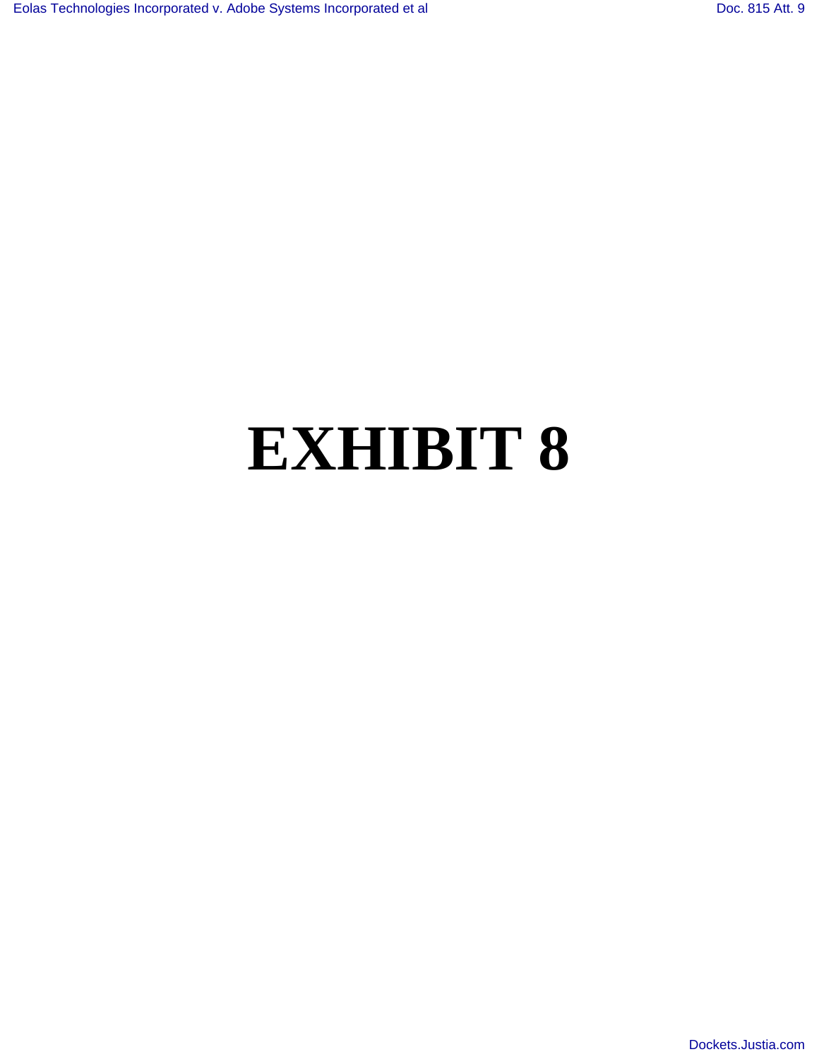# EXHIBIT 8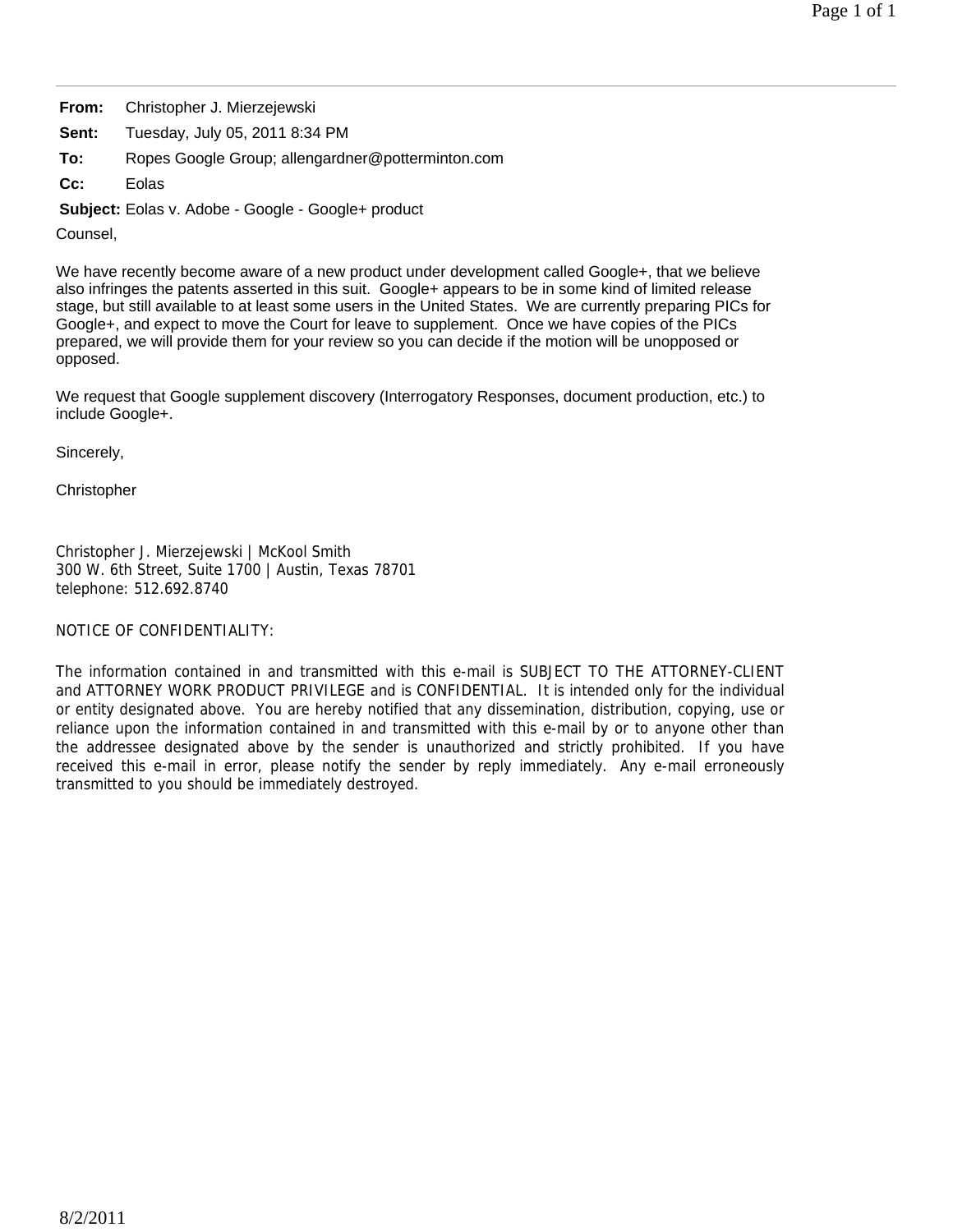**From:** Christopher J. Mierzejewski

**Sent:** Tuesday, July 05, 2011 8:34 PM

**To:** Ropes Google Group; allengardner@potterminton.com

**Cc:** Eolas

**Subject:** Eolas v. Adobe - Google - Google+ product

Counsel,

We have recently become aware of a new product under development called Google+, that we believe also infringes the patents asserted in this suit. Google+ appears to be in some kind of limited release stage, but still available to at least some users in the United States. We are currently preparing PICs for Google+, and expect to move the Court for leave to supplement. Once we have copies of the PICs prepared, we will provide them for your review so you can decide if the motion will be unopposed or opposed.

We request that Google supplement discovery (Interrogatory Responses, document production, etc.) to include Google+.

Sincerely,

Christopher

Christopher J. Mierzejewski | McKool Smith
300 W. 6th Street, Suite 1700 | Austin, Texas 78701
telephone: 512.692.8740

NOTICE OF CONFIDENTIALITY:

The information contained in and transmitted with this e-mail is SUBJECT TO THE ATTORNEY-CLIENT and ATTORNEY WORK PRODUCT PRIVILEGE and is CONFIDENTIAL. It is intended only for the individual or entity designated above. You are hereby notified that any dissemination, distribution, copying, use or reliance upon the information contained in and transmitted with this e-mail by or to anyone other than the addressee designated above by the sender is unauthorized and strictly prohibited. If you have received this e-mail in error, please notify the sender by reply immediately. Any e-mail erroneously transmitted to you should be immediately destroyed.